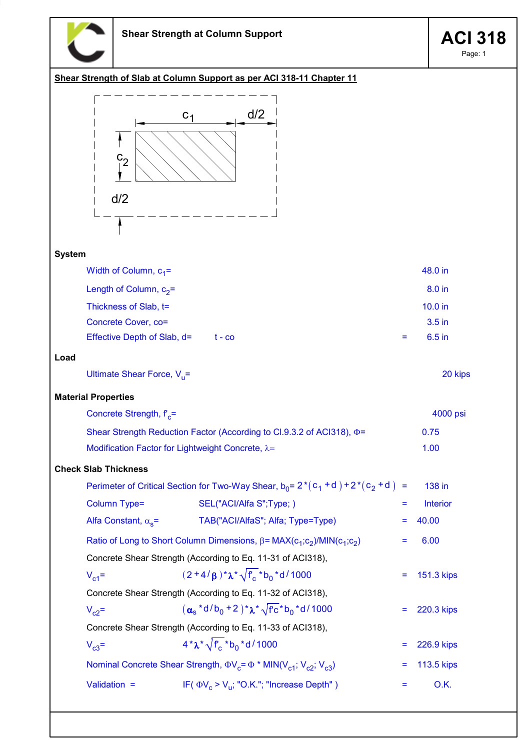# Shear Strength at Column Support

**ACI 318**

**Shear Strength of Slab at Column Support as per ACI 318-11 Chapter 11**

$c_1$ $d/2$ $c_2$ $d/2$

### System

| | | | |
|---|---|---|---|
| Width of Column, $c_1$= | | | 48.0 in |
| Length of Column, $c_2$= | | | 8.0 in |
| Thickness of Slab, t= | | | 10.0 in |
| Concrete Cover, co= | | | 3.5 in |
| Effective Depth of Slab, d= | t - co | = | 6.5 in |

### Load

| | |
|---|---|
| Ultimate Shear Force, $V_u$= | 20 kips |

### Material Properties

| | |
|---|---|
| Concrete Strength, $f'_c$= | 4000 psi |
| Shear Strength Reduction Factor (According to Cl.9.3.2 of ACI318), $\Phi$= | 0.75 |
| Modification Factor for Lightweight Concrete, $\lambda$= | 1.00 |

### Check Slab Thickness

| | | | |
|---|---|---|---|
| Perimeter of Critical Section for Two-Way Shear, $b_0$= | $2*(c_1+d)+2*(c_2+d)$ | = | 138 in |
| Column Type= | SEL("ACI/Alfa S";Type; ) | = | Interior |
| Alfa Constant, $\alpha_s$= | TAB("ACI/AlfaS"; Alfa; Type=Type) | = | 40.00 |
| Ratio of Long to Short Column Dimensions, $\beta$= | MAX($c_1$;$c_2$)/MIN($c_1$;$c_2$) | = | 6.00 |

Concrete Shear Strength (According to Eq. 11-31 of ACI318),

$V_{c1}$= $(2+4/\beta)*\lambda*\sqrt{f'_c}*b_0*d/1000$ = 151.3 kips

Concrete Shear Strength (According to Eq. 11-32 of ACI318),

$V_{c2}$= $(\alpha_s*d/b_0+2)*\lambda*\sqrt{f'c}*b_0*d/1000$ = 220.3 kips

Concrete Shear Strength (According to Eq. 11-33 of ACI318),

$V_{c3}$= $4*\lambda*\sqrt{f'_c}*b_0*d/1000$ = 226.9 kips

Nominal Concrete Shear Strength, $\Phi V_c$= $\Phi$ * MIN($V_{c1}$; $V_{c2}$; $V_{c3}$) = 113.5 kips

Validation = IF( $\Phi V_c > V_u$; "O.K."; "Increase Depth" ) = O.K.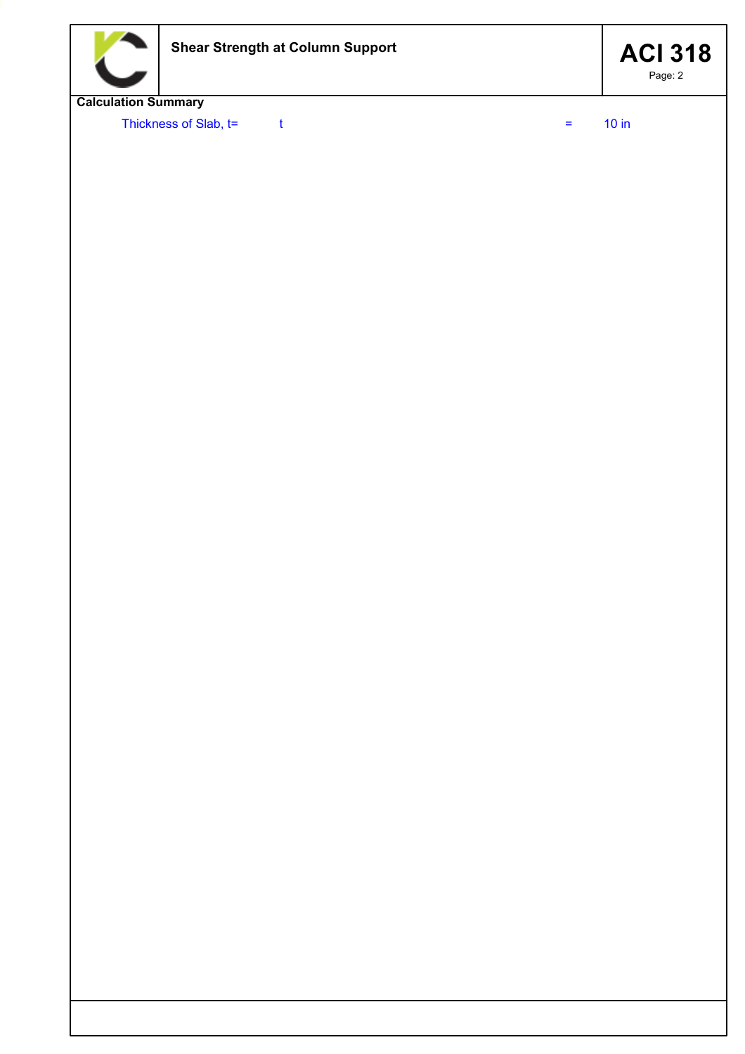**Calculation Summary**

| | | | |
|---|---|---|---|
| Thickness of Slab, t= | t | = | 10 in |